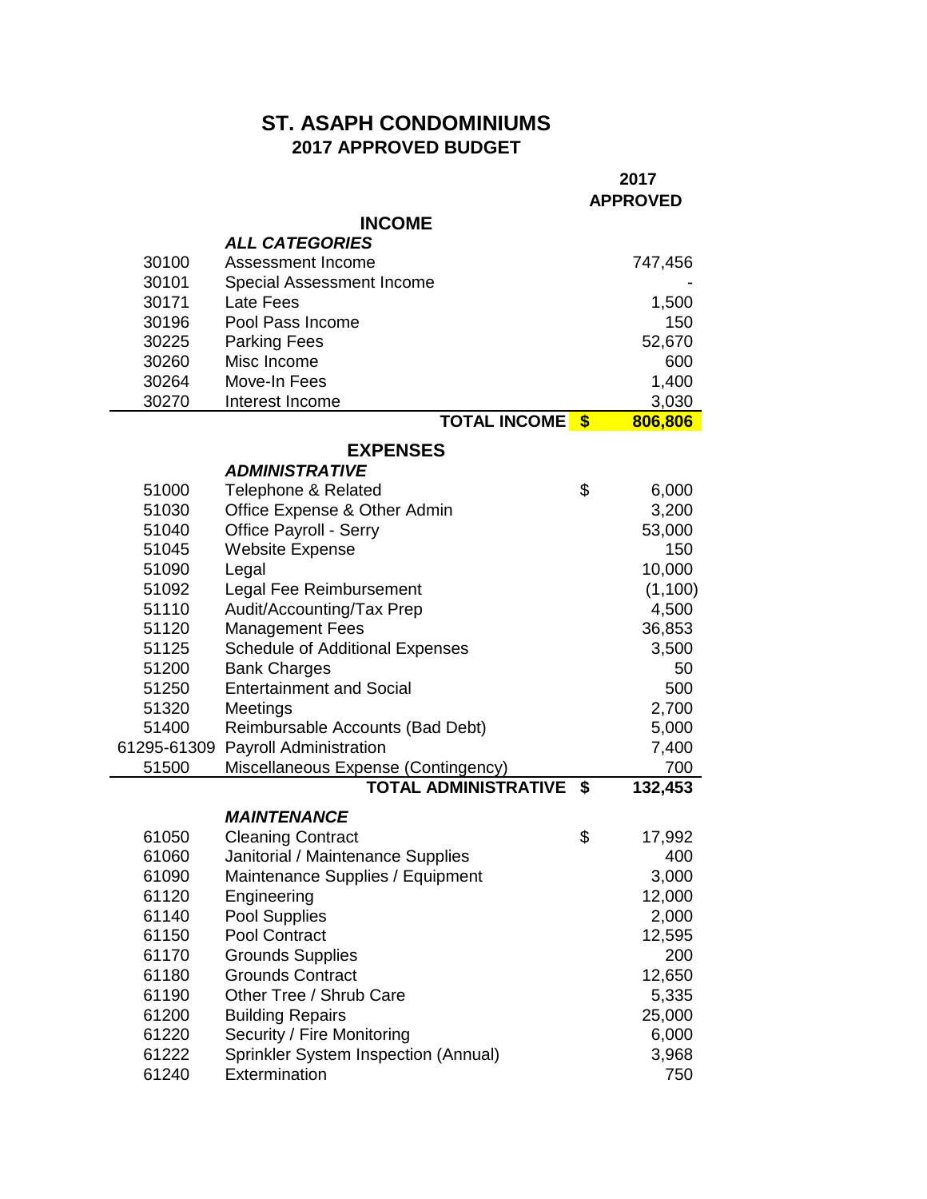# ST. ASAPH CONDOMINIUMS

## 2017 APPROVED BUDGET

| | | | 2017 APPROVED |
|---|---|---|---|
| | **INCOME** | | |
| | ***ALL CATEGORIES*** | | |
| 30100 | Assessment Income | | 747,456 |
| 30101 | Special Assessment Income | | - |
| 30171 | Late Fees | | 1,500 |
| 30196 | Pool Pass Income | | 150 |
| 30225 | Parking Fees | | 52,670 |
| 30260 | Misc Income | | 600 |
| 30264 | Move-In Fees | | 1,400 |
| 30270 | Interest Income | | 3,030 |
| | **TOTAL INCOME** | **$** | **806,806** |
| | **EXPENSES** | | |
| | ***ADMINISTRATIVE*** | | |
| 51000 | Telephone & Related | $ | 6,000 |
| 51030 | Office Expense & Other Admin | | 3,200 |
| 51040 | Office Payroll - Serry | | 53,000 |
| 51045 | Website Expense | | 150 |
| 51090 | Legal | | 10,000 |
| 51092 | Legal Fee Reimbursement | | (1,100) |
| 51110 | Audit/Accounting/Tax Prep | | 4,500 |
| 51120 | Management Fees | | 36,853 |
| 51125 | Schedule of Additional Expenses | | 3,500 |
| 51200 | Bank Charges | | 50 |
| 51250 | Entertainment and Social | | 500 |
| 51320 | Meetings | | 2,700 |
| 51400 | Reimbursable Accounts (Bad Debt) | | 5,000 |
| 61295-61309 | Payroll Administration | | 7,400 |
| 51500 | Miscellaneous Expense (Contingency) | | 700 |
| | **TOTAL ADMINISTRATIVE** | **$** | **132,453** |
| | ***MAINTENANCE*** | | |
| 61050 | Cleaning Contract | $ | 17,992 |
| 61060 | Janitorial / Maintenance Supplies | | 400 |
| 61090 | Maintenance Supplies / Equipment | | 3,000 |
| 61120 | Engineering | | 12,000 |
| 61140 | Pool Supplies | | 2,000 |
| 61150 | Pool Contract | | 12,595 |
| 61170 | Grounds Supplies | | 200 |
| 61180 | Grounds Contract | | 12,650 |
| 61190 | Other Tree / Shrub Care | | 5,335 |
| 61200 | Building Repairs | | 25,000 |
| 61220 | Security / Fire Monitoring | | 6,000 |
| 61222 | Sprinkler System Inspection (Annual) | | 3,968 |
| 61240 | Extermination | | 750 |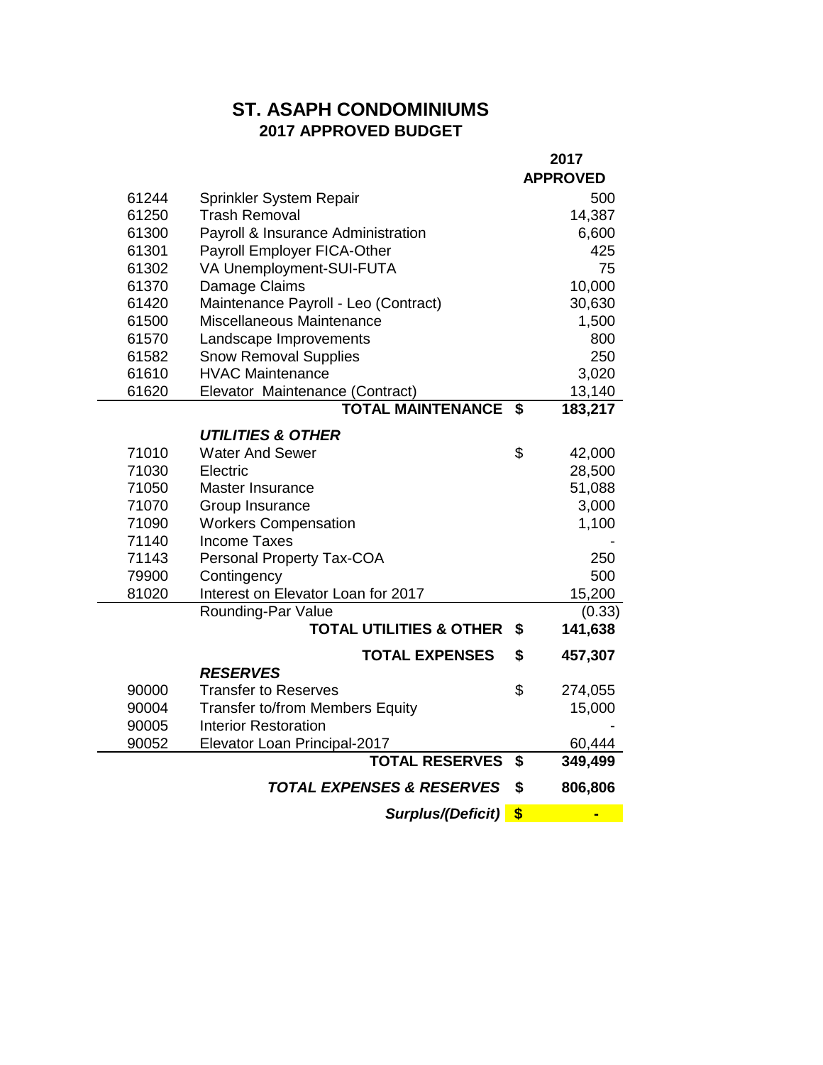# ST. ASAPH CONDOMINIUMS
## 2017 APPROVED BUDGET

| | | | 2017 APPROVED |
|---|---|---|---|
| 61244 | Sprinkler System Repair | | 500 |
| 61250 | Trash Removal | | 14,387 |
| 61300 | Payroll & Insurance Administration | | 6,600 |
| 61301 | Payroll Employer FICA-Other | | 425 |
| 61302 | VA Unemployment-SUI-FUTA | | 75 |
| 61370 | Damage Claims | | 10,000 |
| 61420 | Maintenance Payroll - Leo (Contract) | | 30,630 |
| 61500 | Miscellaneous Maintenance | | 1,500 |
| 61570 | Landscape Improvements | | 800 |
| 61582 | Snow Removal Supplies | | 250 |
| 61610 | HVAC Maintenance | | 3,020 |
| 61620 | Elevator Maintenance (Contract) | | 13,140 |
| | **TOTAL MAINTENANCE** | **$** | **183,217** |
| | ***UTILITIES & OTHER*** | | |
| 71010 | Water And Sewer | $ | 42,000 |
| 71030 | Electric | | 28,500 |
| 71050 | Master Insurance | | 51,088 |
| 71070 | Group Insurance | | 3,000 |
| 71090 | Workers Compensation | | 1,100 |
| 71140 | Income Taxes | | - |
| 71143 | Personal Property Tax-COA | | 250 |
| 79900 | Contingency | | 500 |
| 81020 | Interest on Elevator Loan for 2017 | | 15,200 |
| | Rounding-Par Value | | (0.33) |
| | **TOTAL UTILITIES & OTHER** | **$** | **141,638** |
| | **TOTAL EXPENSES** | **$** | **457,307** |
| | ***RESERVES*** | | |
| 90000 | Transfer to Reserves | $ | 274,055 |
| 90004 | Transfer to/from Members Equity | | 15,000 |
| 90005 | Interior Restoration | | - |
| 90052 | Elevator Loan Principal-2017 | | 60,444 |
| | **TOTAL RESERVES** | **$** | **349,499** |
| | ***TOTAL EXPENSES & RESERVES*** | **$** | **806,806** |
| | ***Surplus/(Deficit)*** | **$** | **-** |